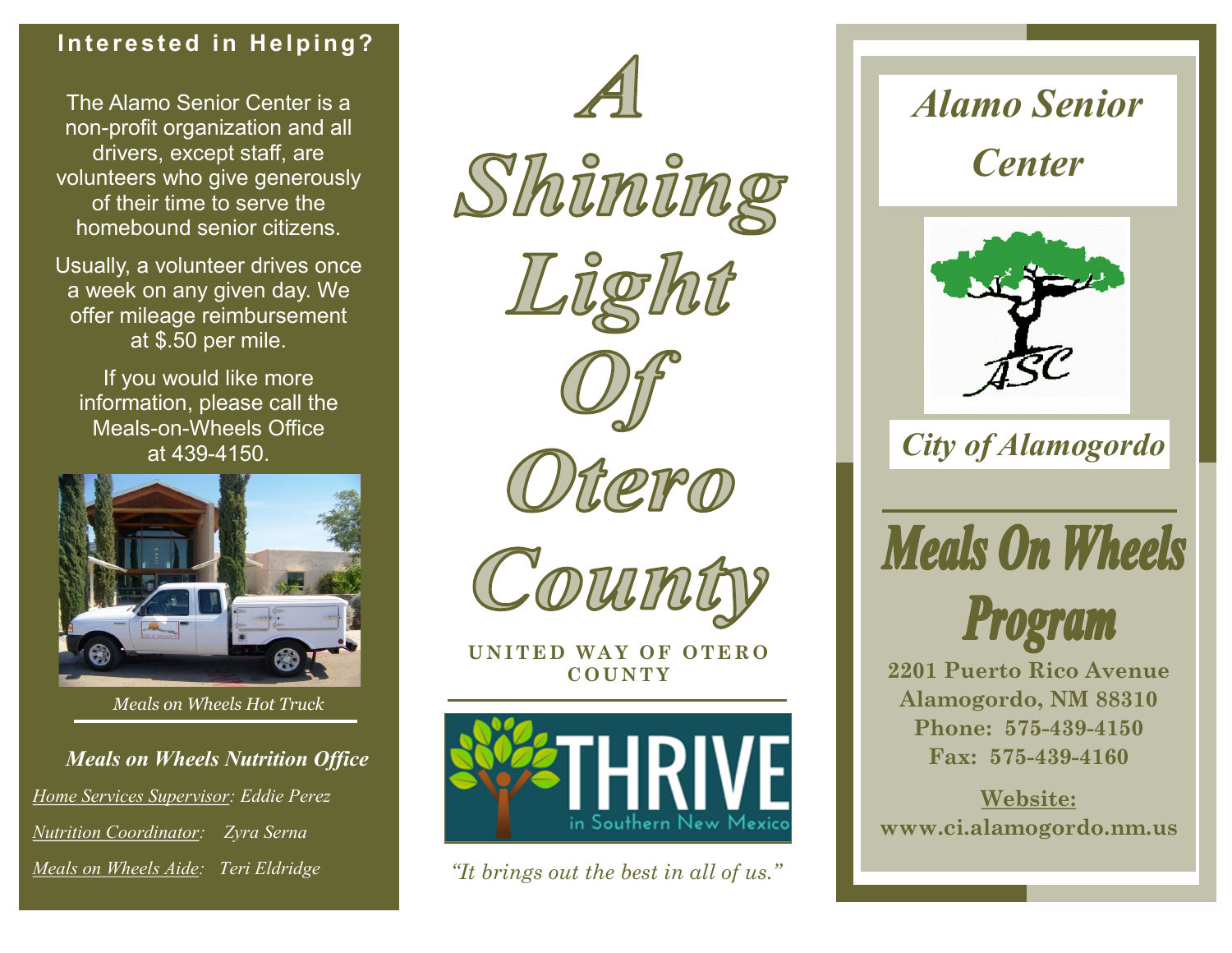## Interested in Helping?

The Alamo Senior Center is a non-profit organization and all drivers, except staff, are volunteers who give generously of their time to serve the homebound senior citizens.

Usually, a volunteer drives once a week on any given day. We offer mileage reimbursement at $.50 per mile.

If you would like more information, please call the Meals-on-Wheels Office at 439-4150.

*Meals on Wheels Hot Truck*

***Meals on Wheels Nutrition Office***

*Home Services Supervisor: Eddie Perez*

*Nutrition Coordinator: Zyra Serna*

*Meals on Wheels Aide: Teri Eldridge*

# A Shining Light Of Otero County

UNITED WAY OF OTERO COUNTY

THRIVE in Southern New Mexico

*"It brings out the best in all of us."*

# *Alamo Senior Center*

ASC

*City of Alamogordo*

# Meals On Wheels Program

**2201 Puerto Rico Avenue**
**Alamogordo, NM 88310**
**Phone: 575-439-4150**
**Fax: 575-439-4160**

**Website:**
**www.ci.alamogordo.nm.us**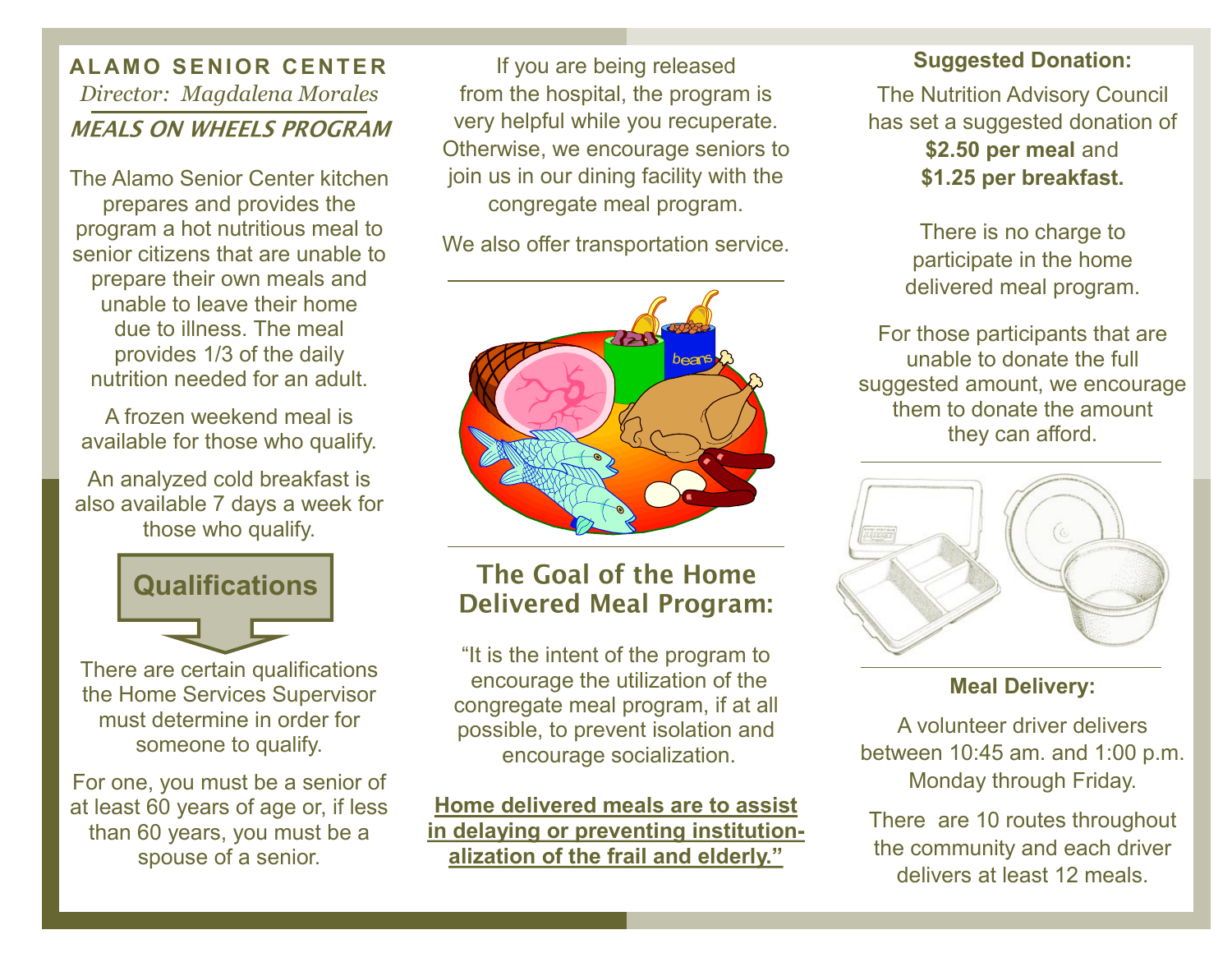# ALAMO SENIOR CENTER

*Director: Magdalena Morales*

## *MEALS ON WHEELS PROGRAM*

The Alamo Senior Center kitchen prepares and provides the program a hot nutritious meal to senior citizens that are unable to prepare their own meals and unable to leave their home due to illness. The meal provides 1/3 of the daily nutrition needed for an adult.

A frozen weekend meal is available for those who qualify.

An analyzed cold breakfast is also available 7 days a week for those who qualify.

## Qualifications

There are certain qualifications the Home Services Supervisor must determine in order for someone to qualify.

For one, you must be a senior of at least 60 years of age or, if less than 60 years, you must be a spouse of a senior.

If you are being released from the hospital, the program is very helpful while you recuperate. Otherwise, we encourage seniors to join us in our dining facility with the congregate meal program.

We also offer transportation service.

## The Goal of the Home Delivered Meal Program:

"It is the intent of the program to encourage the utilization of the congregate meal program, if at all possible, to prevent isolation and encourage socialization.

**Home delivered meals are to assist in delaying or preventing institution-alization of the frail and elderly."**

### Suggested Donation:

The Nutrition Advisory Council has set a suggested donation of **$2.50 per meal** and **$1.25 per breakfast.**

There is no charge to participate in the home delivered meal program.

For those participants that are unable to donate the full suggested amount, we encourage them to donate the amount they can afford.

### Meal Delivery:

A volunteer driver delivers between 10:45 am. and 1:00 p.m. Monday through Friday.

There are 10 routes throughout the community and each driver delivers at least 12 meals.